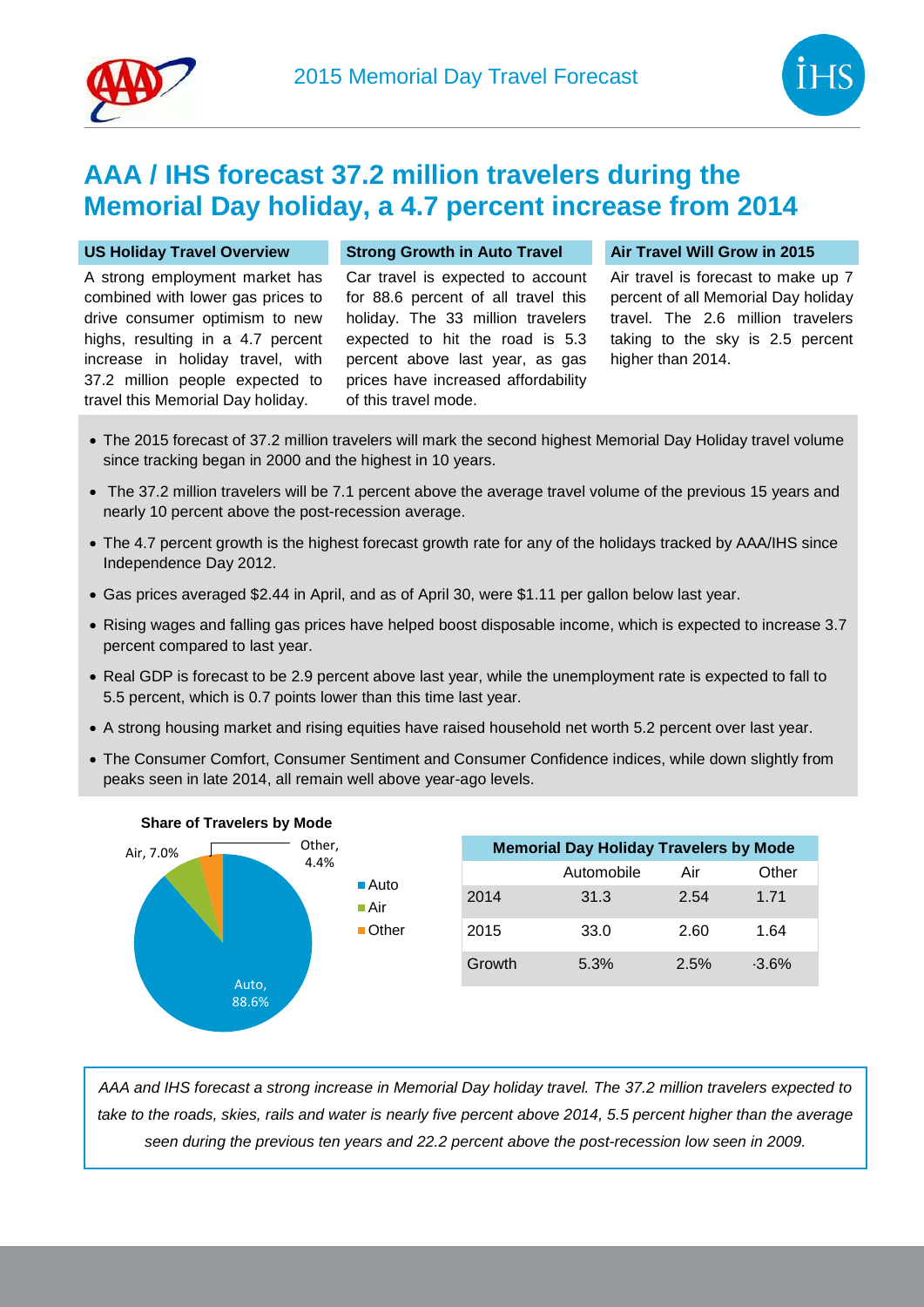2015 Memorial Day Travel Forecast

# AAA / IHS forecast 37.2 million travelers during the Memorial Day holiday, a 4.7 percent increase from 2014

### US Holiday Travel Overview

A strong employment market has combined with lower gas prices to drive consumer optimism to new highs, resulting in a 4.7 percent increase in holiday travel, with 37.2 million people expected to travel this Memorial Day holiday.

### Strong Growth in Auto Travel

Car travel is expected to account for 88.6 percent of all travel this holiday. The 33 million travelers expected to hit the road is 5.3 percent above last year, as gas prices have increased affordability of this travel mode.

### Air Travel Will Grow in 2015

Air travel is forecast to make up 7 percent of all Memorial Day holiday travel. The 2.6 million travelers taking to the sky is 2.5 percent higher than 2014.

- The 2015 forecast of 37.2 million travelers will mark the second highest Memorial Day Holiday travel volume since tracking began in 2000 and the highest in 10 years.
- The 37.2 million travelers will be 7.1 percent above the average travel volume of the previous 15 years and nearly 10 percent above the post-recession average.
- The 4.7 percent growth is the highest forecast growth rate for any of the holidays tracked by AAA/IHS since Independence Day 2012.
- Gas prices averaged $2.44 in April, and as of April 30, were $1.11 per gallon below last year.
- Rising wages and falling gas prices have helped boost disposable income, which is expected to increase 3.7 percent compared to last year.
- Real GDP is forecast to be 2.9 percent above last year, while the unemployment rate is expected to fall to 5.5 percent, which is 0.7 points lower than this time last year.
- A strong housing market and rising equities have raised household net worth 5.2 percent over last year.
- The Consumer Comfort, Consumer Sentiment and Consumer Confidence indices, while down slightly from peaks seen in late 2014, all remain well above year-ago levels.

**Share of Travelers by Mode**

- Auto, 88.6%
- Air, 7.0%
- Other, 4.4%

**Memorial Day Holiday Travelers by Mode**

| | Automobile | Air | Other |
|---|---|---|---|
| 2014 | 31.3 | 2.54 | 1.71 |
| 2015 | 33.0 | 2.60 | 1.64 |
| Growth | 5.3% | 2.5% | -3.6% |

*AAA and IHS forecast a strong increase in Memorial Day holiday travel. The 37.2 million travelers expected to take to the roads, skies, rails and water is nearly five percent above 2014, 5.5 percent higher than the average seen during the previous ten years and 22.2 percent above the post-recession low seen in 2009.*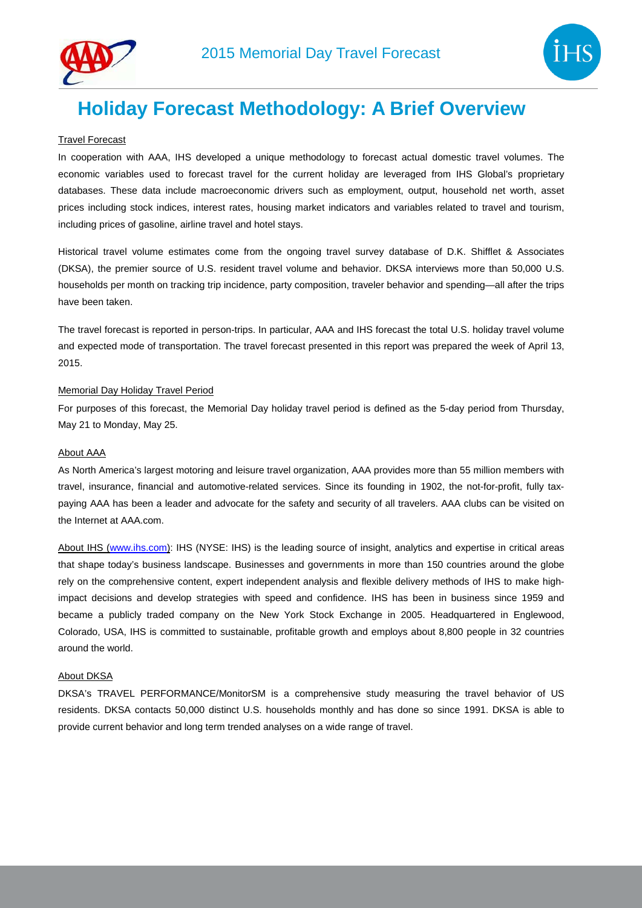# Holiday Forecast Methodology: A Brief Overview

Travel Forecast

In cooperation with AAA, IHS developed a unique methodology to forecast actual domestic travel volumes. The economic variables used to forecast travel for the current holiday are leveraged from IHS Global's proprietary databases. These data include macroeconomic drivers such as employment, output, household net worth, asset prices including stock indices, interest rates, housing market indicators and variables related to travel and tourism, including prices of gasoline, airline travel and hotel stays.

Historical travel volume estimates come from the ongoing travel survey database of D.K. Shifflet & Associates (DKSA), the premier source of U.S. resident travel volume and behavior. DKSA interviews more than 50,000 U.S. households per month on tracking trip incidence, party composition, traveler behavior and spending—all after the trips have been taken.

The travel forecast is reported in person-trips. In particular, AAA and IHS forecast the total U.S. holiday travel volume and expected mode of transportation. The travel forecast presented in this report was prepared the week of April 13, 2015.

Memorial Day Holiday Travel Period

For purposes of this forecast, the Memorial Day holiday travel period is defined as the 5-day period from Thursday, May 21 to Monday, May 25.

About AAA

As North America's largest motoring and leisure travel organization, AAA provides more than 55 million members with travel, insurance, financial and automotive-related services. Since its founding in 1902, the not-for-profit, fully tax-paying AAA has been a leader and advocate for the safety and security of all travelers. AAA clubs can be visited on the Internet at AAA.com.

About IHS (www.ihs.com): IHS (NYSE: IHS) is the leading source of insight, analytics and expertise in critical areas that shape today's business landscape. Businesses and governments in more than 150 countries around the globe rely on the comprehensive content, expert independent analysis and flexible delivery methods of IHS to make high-impact decisions and develop strategies with speed and confidence. IHS has been in business since 1959 and became a publicly traded company on the New York Stock Exchange in 2005. Headquartered in Englewood, Colorado, USA, IHS is committed to sustainable, profitable growth and employs about 8,800 people in 32 countries around the world.

About DKSA

DKSA's TRAVEL PERFORMANCE/MonitorSM is a comprehensive study measuring the travel behavior of US residents. DKSA contacts 50,000 distinct U.S. households monthly and has done so since 1991. DKSA is able to provide current behavior and long term trended analyses on a wide range of travel.